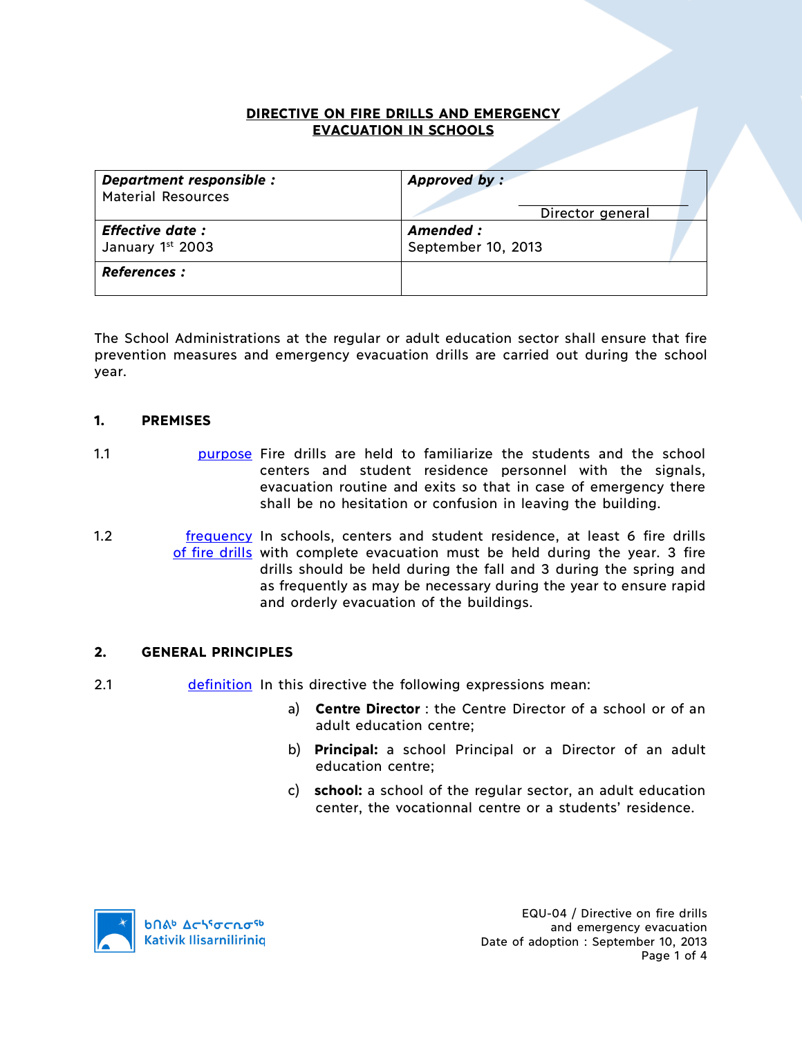# DIRECTIVE ON FIRE DRILLS AND EMERGENCY EVACUATION IN SCHOOLS

| ***Department responsible :*** Material Resources | ***Approved by :*** Director general |
|---|---|
| ***Effective date :*** January 1st 2003 | ***Amended :*** September 10, 2013 |
| ***References :*** | |

The School Administrations at the regular or adult education sector shall ensure that fire prevention measures and emergency evacuation drills are carried out during the school year.

## 1. PREMISES

1.1 purpose — Fire drills are held to familiarize the students and the school centers and student residence personnel with the signals, evacuation routine and exits so that in case of emergency there shall be no hesitation or confusion in leaving the building.

1.2 frequency of fire drills — In schools, centers and student residence, at least 6 fire drills with complete evacuation must be held during the year. 3 fire drills should be held during the fall and 3 during the spring and as frequently as may be necessary during the year to ensure rapid and orderly evacuation of the buildings.

## 2. GENERAL PRINCIPLES

2.1 definition — In this directive the following expressions mean:

a) **Centre Director** : the Centre Director of a school or of an adult education centre;

b) **Principal:** a school Principal or a Director of an adult education centre;

c) **school:** a school of the regular sector, an adult education center, the vocationnal centre or a students' residence.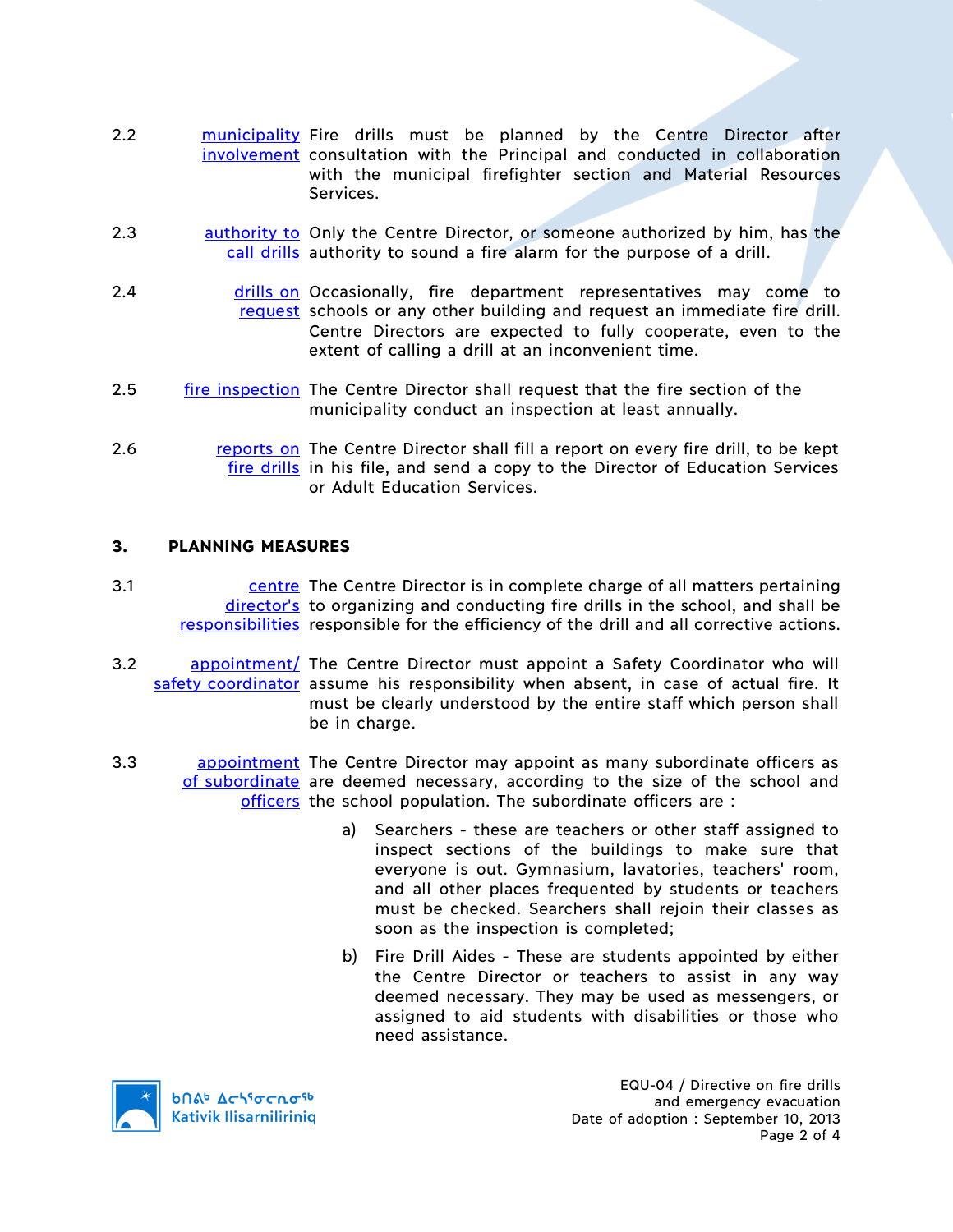2.2 **municipality involvement** Fire drills must be planned by the Centre Director after consultation with the Principal and conducted in collaboration with the municipal firefighter section and Material Resources Services.

2.3 **authority to call drills** Only the Centre Director, or someone authorized by him, has the authority to sound a fire alarm for the purpose of a drill.

2.4 **drills on request** Occasionally, fire department representatives may come to schools or any other building and request an immediate fire drill. Centre Directors are expected to fully cooperate, even to the extent of calling a drill at an inconvenient time.

2.5 **fire inspection** The Centre Director shall request that the fire section of the municipality conduct an inspection at least annually.

2.6 **reports on fire drills** The Centre Director shall fill a report on every fire drill, to be kept in his file, and send a copy to the Director of Education Services or Adult Education Services.

## 3. PLANNING MEASURES

3.1 **centre director's responsibilities** The Centre Director is in complete charge of all matters pertaining to organizing and conducting fire drills in the school, and shall be responsible for the efficiency of the drill and all corrective actions.

3.2 **appointment/ safety coordinator** The Centre Director must appoint a Safety Coordinator who will assume his responsibility when absent, in case of actual fire. It must be clearly understood by the entire staff which person shall be in charge.

3.3 **appointment of subordinate officers** The Centre Director may appoint as many subordinate officers as are deemed necessary, according to the size of the school and the school population. The subordinate officers are :

a) Searchers - these are teachers or other staff assigned to inspect sections of the buildings to make sure that everyone is out. Gymnasium, lavatories, teachers' room, and all other places frequented by students or teachers must be checked. Searchers shall rejoin their classes as soon as the inspection is completed;

b) Fire Drill Aides - These are students appointed by either the Centre Director or teachers to assist in any way deemed necessary. They may be used as messengers, or assigned to aid students with disabilities or those who need assistance.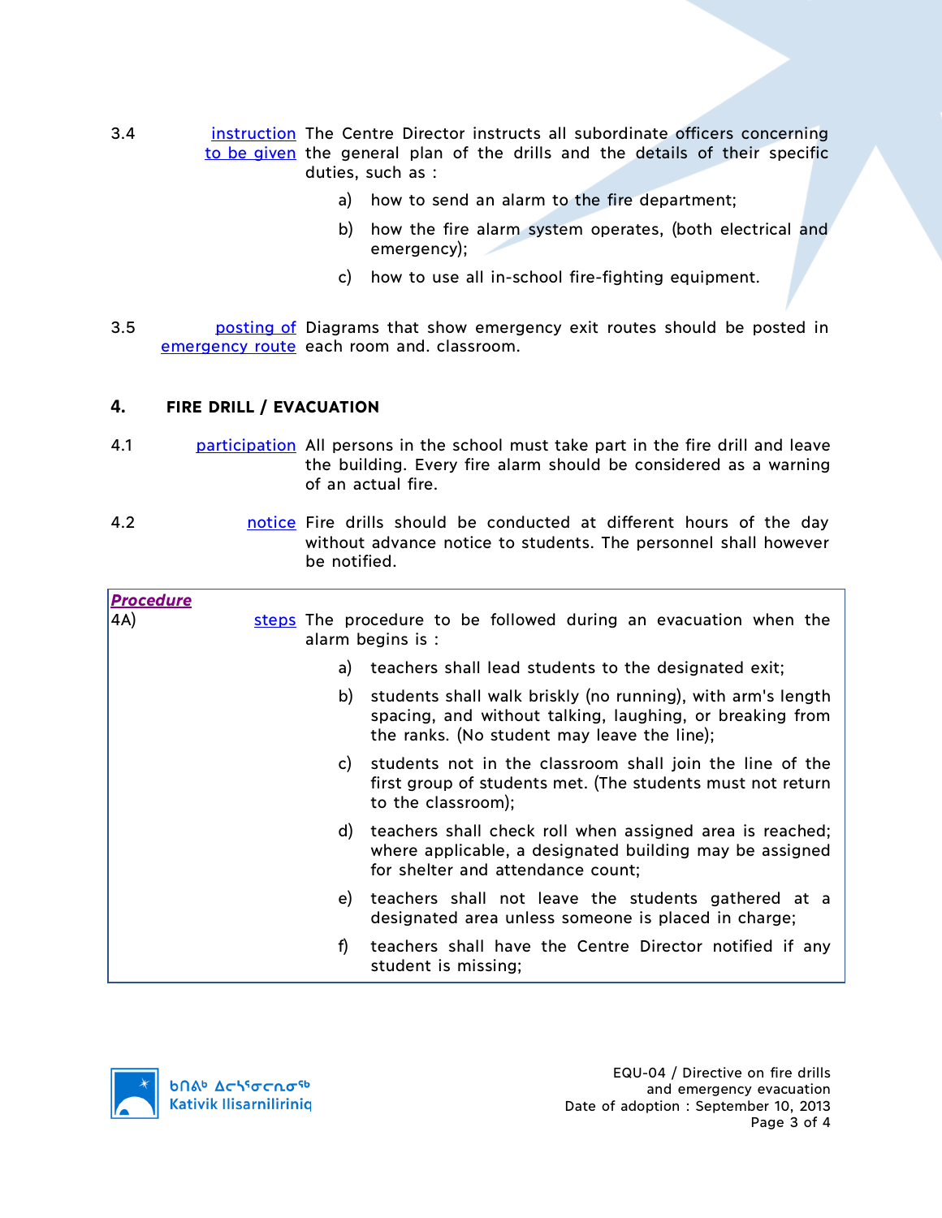3.4 **instruction to be given** The Centre Director instructs all subordinate officers concerning the general plan of the drills and the details of their specific duties, such as :

a) how to send an alarm to the fire department;

b) how the fire alarm system operates, (both electrical and emergency);

c) how to use all in-school fire-fighting equipment.

3.5 **posting of emergency route** Diagrams that show emergency exit routes should be posted in each room and. classroom.

## 4. FIRE DRILL / EVACUATION

4.1 **participation** All persons in the school must take part in the fire drill and leave the building. Every fire alarm should be considered as a warning of an actual fire.

4.2 **notice** Fire drills should be conducted at different hours of the day without advance notice to students. The personnel shall however be notified.

***Procedure***

4A) **steps** The procedure to be followed during an evacuation when the alarm begins is :

a) teachers shall lead students to the designated exit;

b) students shall walk briskly (no running), with arm's length spacing, and without talking, laughing, or breaking from the ranks. (No student may leave the line);

c) students not in the classroom shall join the line of the first group of students met. (The students must not return to the classroom);

d) teachers shall check roll when assigned area is reached; where applicable, a designated building may be assigned for shelter and attendance count;

e) teachers shall not leave the students gathered at a designated area unless someone is placed in charge;

f) teachers shall have the Centre Director notified if any student is missing;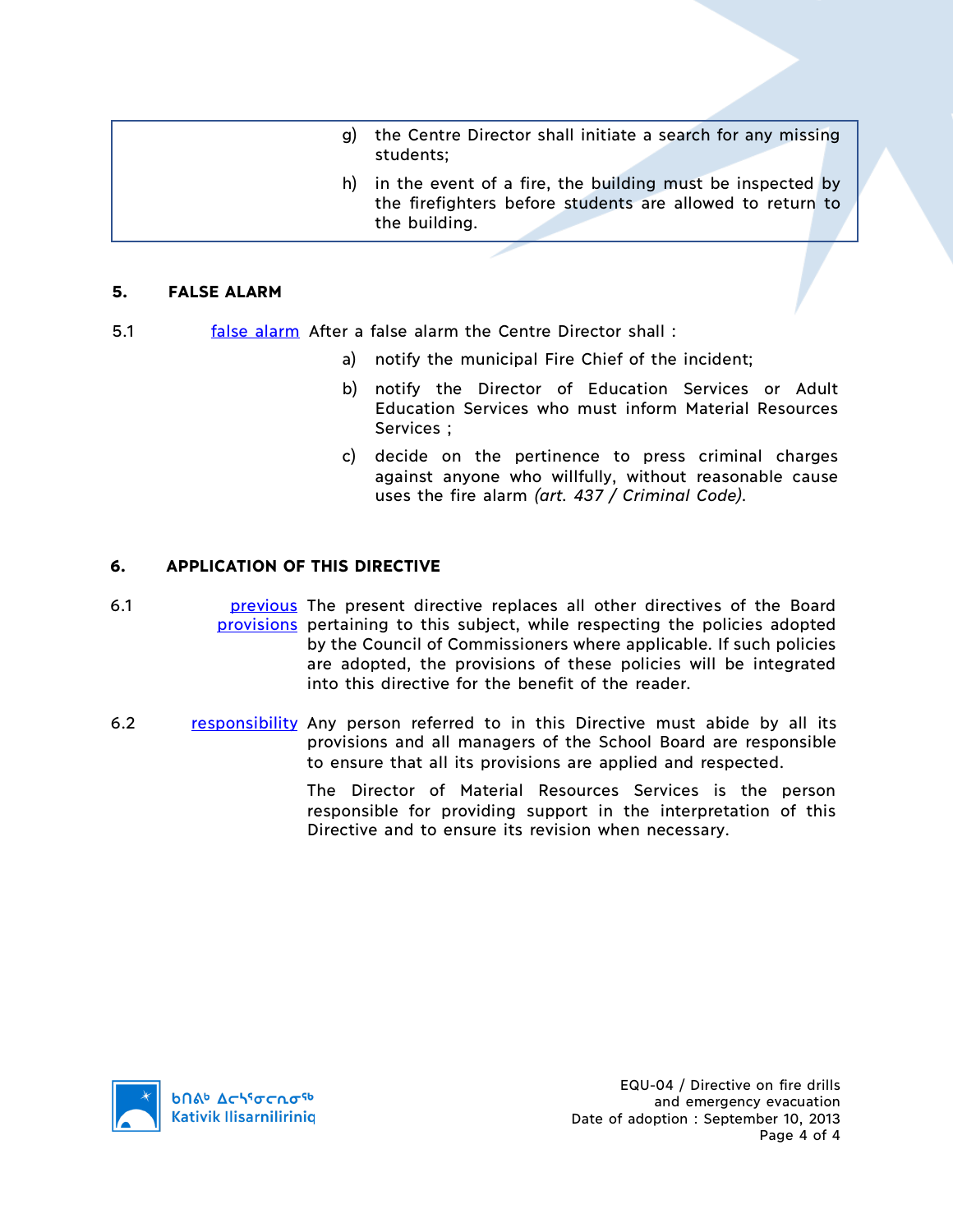g) the Centre Director shall initiate a search for any missing students;

h) in the event of a fire, the building must be inspected by the firefighters before students are allowed to return to the building.

## 5. FALSE ALARM

5.1 false alarm After a false alarm the Centre Director shall :

a) notify the municipal Fire Chief of the incident;

b) notify the Director of Education Services or Adult Education Services who must inform Material Resources Services ;

c) decide on the pertinence to press criminal charges against anyone who willfully, without reasonable cause uses the fire alarm *(art. 437 / Criminal Code)*.

## 6. APPLICATION OF THIS DIRECTIVE

6.1 previous provisions The present directive replaces all other directives of the Board pertaining to this subject, while respecting the policies adopted by the Council of Commissioners where applicable. If such policies are adopted, the provisions of these policies will be integrated into this directive for the benefit of the reader.

6.2 responsibility Any person referred to in this Directive must abide by all its provisions and all managers of the School Board are responsible to ensure that all its provisions are applied and respected.

The Director of Material Resources Services is the person responsible for providing support in the interpretation of this Directive and to ensure its revision when necessary.